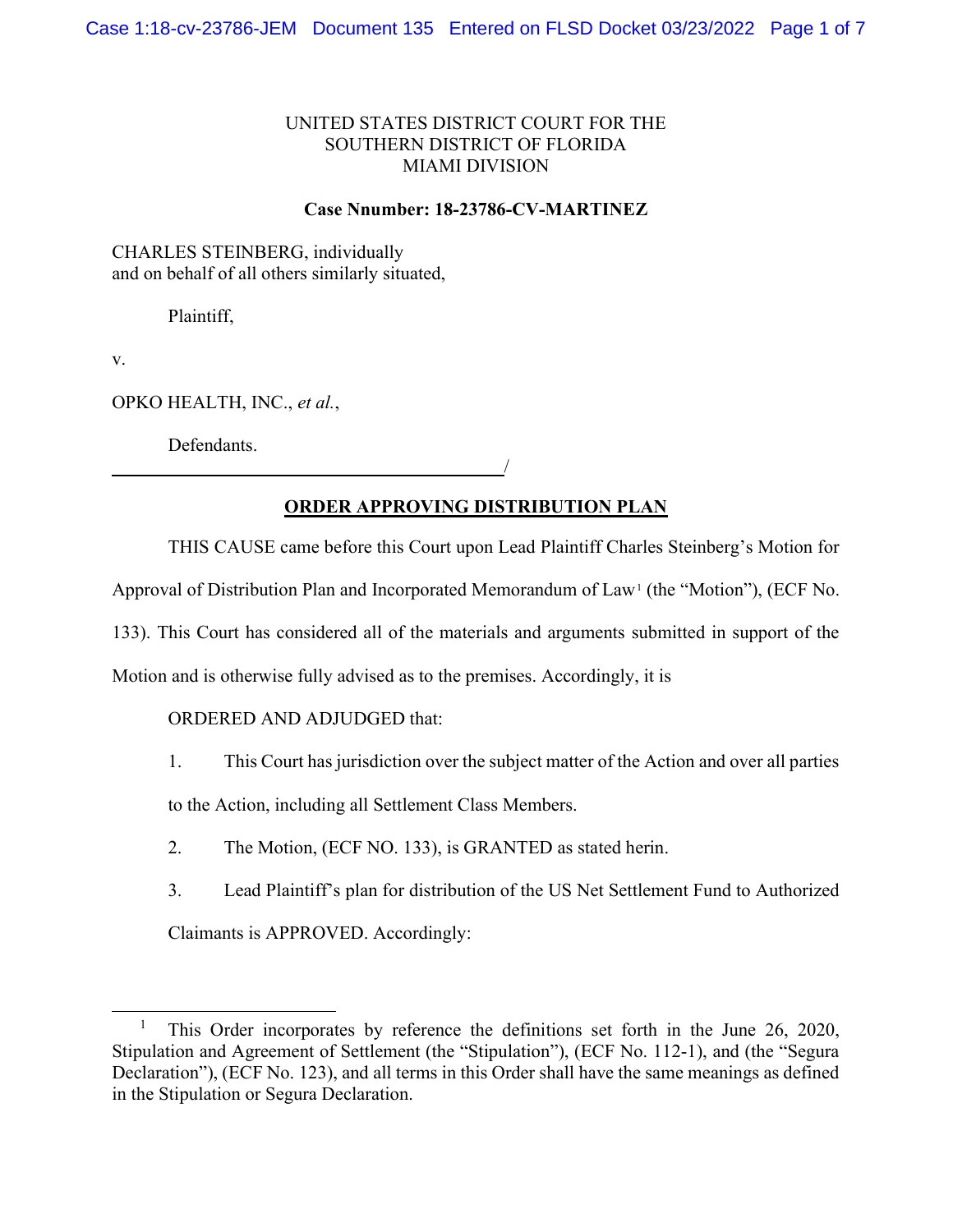UNITED STATES DISTRICT COURT FOR THE
SOUTHERN DISTRICT OF FLORIDA
MIAMI DIVISION

**Case Nnumber: 18-23786-CV-MARTINEZ**

CHARLES STEINBERG, individually
and on behalf of all others similarly situated,

Plaintiff,

v.

OPKO HEALTH, INC., *et al.*,

Defendants.
_______________________________________/

**ORDER APPROVING DISTRIBUTION PLAN**

THIS CAUSE came before this Court upon Lead Plaintiff Charles Steinberg's Motion for Approval of Distribution Plan and Incorporated Memorandum of Law[1] (the "Motion"), (ECF No. 133). This Court has considered all of the materials and arguments submitted in support of the Motion and is otherwise fully advised as to the premises. Accordingly, it is

ORDERED AND ADJUDGED that:

1. This Court has jurisdiction over the subject matter of the Action and over all parties to the Action, including all Settlement Class Members.

2. The Motion, (ECF NO. 133), is GRANTED as stated herin.

3. Lead Plaintiff's plan for distribution of the US Net Settlement Fund to Authorized Claimants is APPROVED. Accordingly:

[1] This Order incorporates by reference the definitions set forth in the June 26, 2020, Stipulation and Agreement of Settlement (the "Stipulation"), (ECF No. 112-1), and (the "Segura Declaration"), (ECF No. 123), and all terms in this Order shall have the same meanings as defined in the Stipulation or Segura Declaration.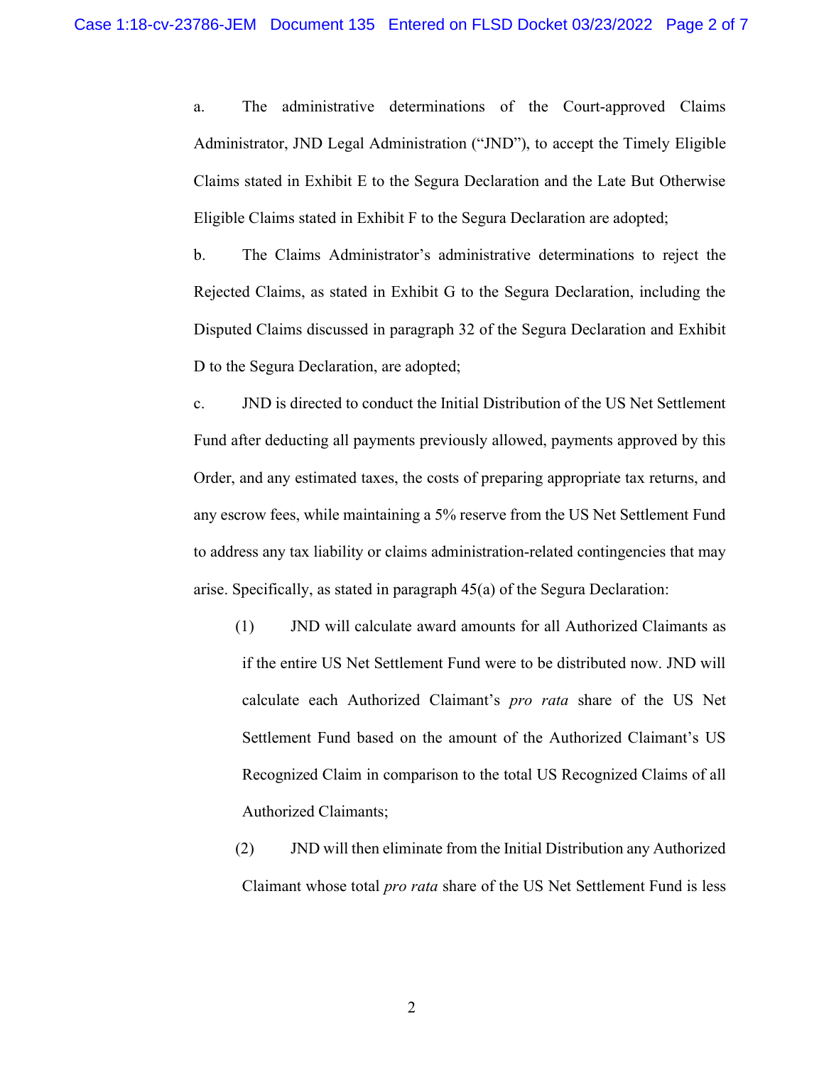a. The administrative determinations of the Court-approved Claims Administrator, JND Legal Administration ("JND"), to accept the Timely Eligible Claims stated in Exhibit E to the Segura Declaration and the Late But Otherwise Eligible Claims stated in Exhibit F to the Segura Declaration are adopted;

b. The Claims Administrator's administrative determinations to reject the Rejected Claims, as stated in Exhibit G to the Segura Declaration, including the Disputed Claims discussed in paragraph 32 of the Segura Declaration and Exhibit D to the Segura Declaration, are adopted;

c. JND is directed to conduct the Initial Distribution of the US Net Settlement Fund after deducting all payments previously allowed, payments approved by this Order, and any estimated taxes, the costs of preparing appropriate tax returns, and any escrow fees, while maintaining a 5% reserve from the US Net Settlement Fund to address any tax liability or claims administration-related contingencies that may arise. Specifically, as stated in paragraph 45(a) of the Segura Declaration:

(1) JND will calculate award amounts for all Authorized Claimants as if the entire US Net Settlement Fund were to be distributed now. JND will calculate each Authorized Claimant's *pro rata* share of the US Net Settlement Fund based on the amount of the Authorized Claimant's US Recognized Claim in comparison to the total US Recognized Claims of all Authorized Claimants;

(2) JND will then eliminate from the Initial Distribution any Authorized Claimant whose total *pro rata* share of the US Net Settlement Fund is less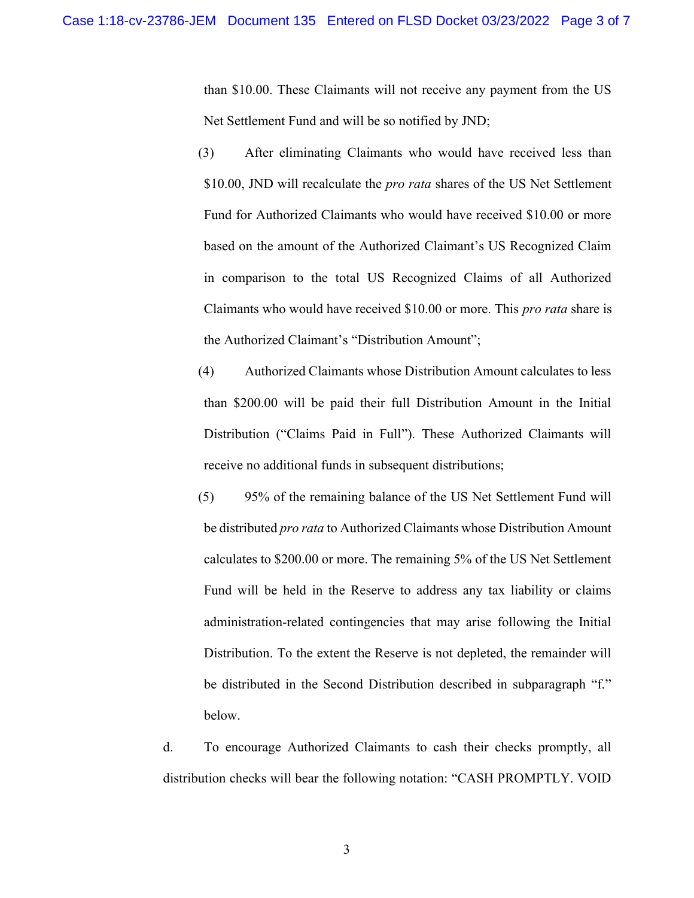than $10.00. These Claimants will not receive any payment from the US Net Settlement Fund and will be so notified by JND;

(3) After eliminating Claimants who would have received less than $10.00, JND will recalculate the *pro rata* shares of the US Net Settlement Fund for Authorized Claimants who would have received $10.00 or more based on the amount of the Authorized Claimant's US Recognized Claim in comparison to the total US Recognized Claims of all Authorized Claimants who would have received $10.00 or more. This *pro rata* share is the Authorized Claimant's "Distribution Amount";

(4) Authorized Claimants whose Distribution Amount calculates to less than $200.00 will be paid their full Distribution Amount in the Initial Distribution ("Claims Paid in Full"). These Authorized Claimants will receive no additional funds in subsequent distributions;

(5) 95% of the remaining balance of the US Net Settlement Fund will be distributed *pro rata* to Authorized Claimants whose Distribution Amount calculates to $200.00 or more. The remaining 5% of the US Net Settlement Fund will be held in the Reserve to address any tax liability or claims administration-related contingencies that may arise following the Initial Distribution. To the extent the Reserve is not depleted, the remainder will be distributed in the Second Distribution described in subparagraph "f." below.

d. To encourage Authorized Claimants to cash their checks promptly, all distribution checks will bear the following notation: "CASH PROMPTLY. VOID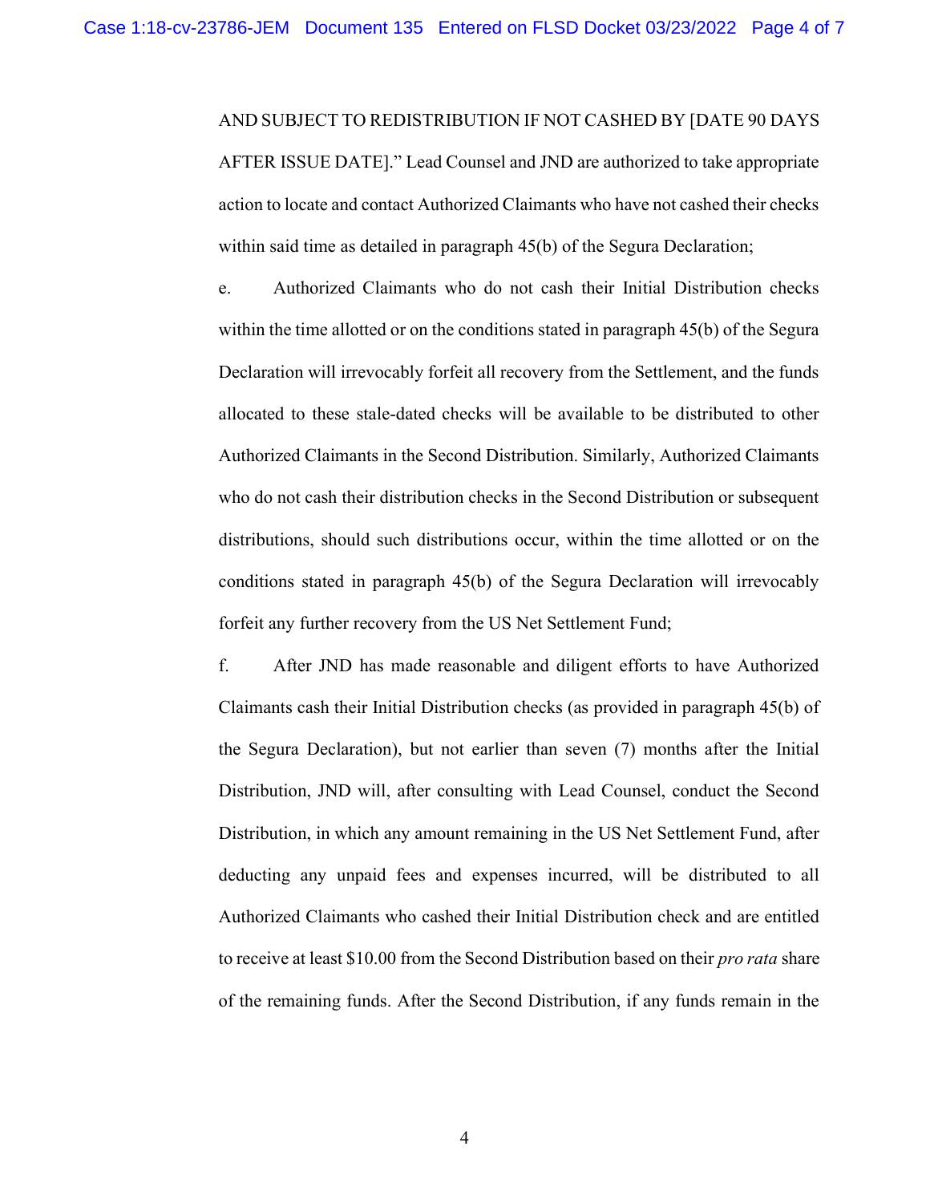AND SUBJECT TO REDISTRIBUTION IF NOT CASHED BY [DATE 90 DAYS AFTER ISSUE DATE]." Lead Counsel and JND are authorized to take appropriate action to locate and contact Authorized Claimants who have not cashed their checks within said time as detailed in paragraph 45(b) of the Segura Declaration;

e. Authorized Claimants who do not cash their Initial Distribution checks within the time allotted or on the conditions stated in paragraph 45(b) of the Segura Declaration will irrevocably forfeit all recovery from the Settlement, and the funds allocated to these stale-dated checks will be available to be distributed to other Authorized Claimants in the Second Distribution. Similarly, Authorized Claimants who do not cash their distribution checks in the Second Distribution or subsequent distributions, should such distributions occur, within the time allotted or on the conditions stated in paragraph 45(b) of the Segura Declaration will irrevocably forfeit any further recovery from the US Net Settlement Fund;

f. After JND has made reasonable and diligent efforts to have Authorized Claimants cash their Initial Distribution checks (as provided in paragraph 45(b) of the Segura Declaration), but not earlier than seven (7) months after the Initial Distribution, JND will, after consulting with Lead Counsel, conduct the Second Distribution, in which any amount remaining in the US Net Settlement Fund, after deducting any unpaid fees and expenses incurred, will be distributed to all Authorized Claimants who cashed their Initial Distribution check and are entitled to receive at least $10.00 from the Second Distribution based on their *pro rata* share of the remaining funds. After the Second Distribution, if any funds remain in the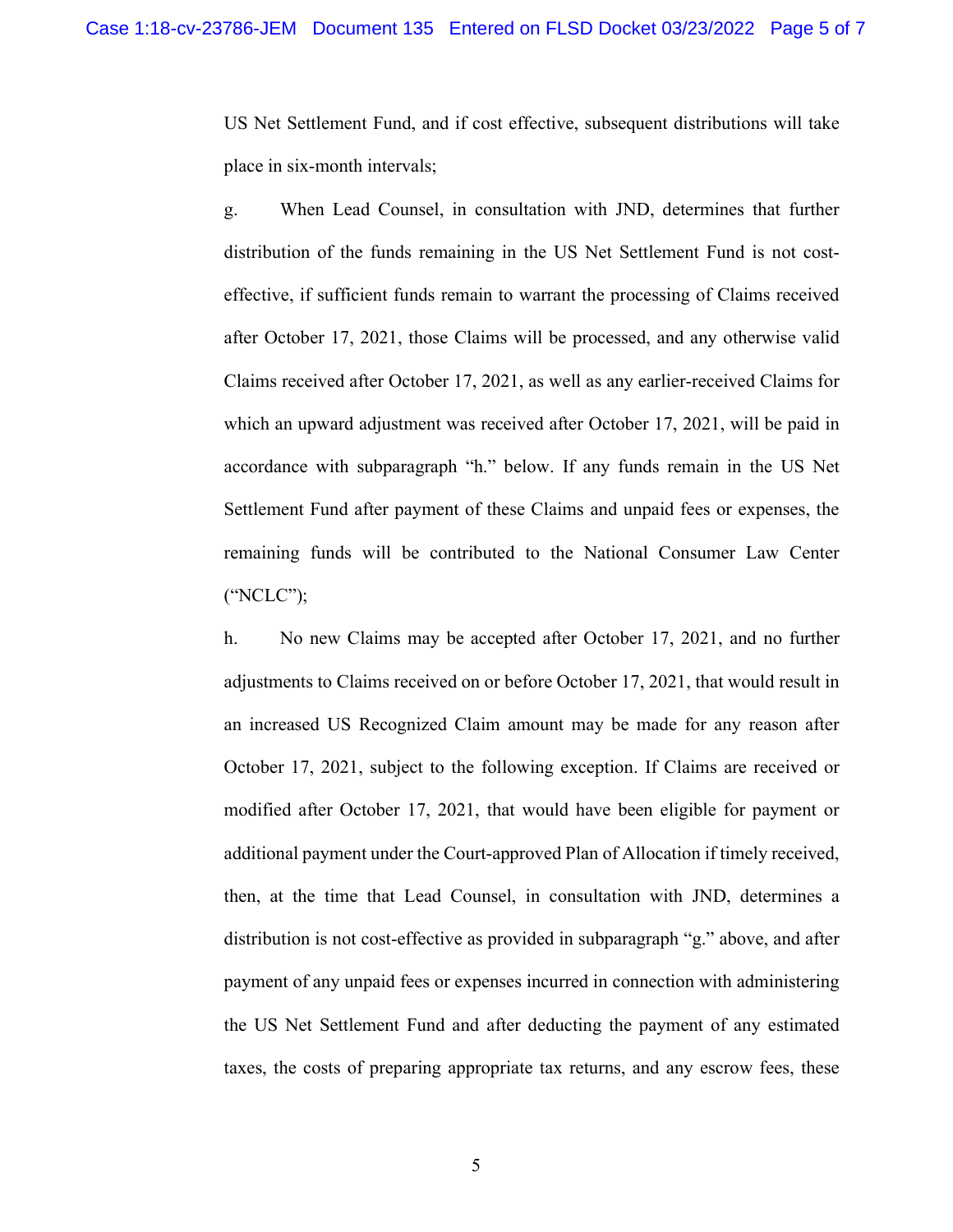US Net Settlement Fund, and if cost effective, subsequent distributions will take place in six-month intervals;

g. When Lead Counsel, in consultation with JND, determines that further distribution of the funds remaining in the US Net Settlement Fund is not cost-effective, if sufficient funds remain to warrant the processing of Claims received after October 17, 2021, those Claims will be processed, and any otherwise valid Claims received after October 17, 2021, as well as any earlier-received Claims for which an upward adjustment was received after October 17, 2021, will be paid in accordance with subparagraph "h." below. If any funds remain in the US Net Settlement Fund after payment of these Claims and unpaid fees or expenses, the remaining funds will be contributed to the National Consumer Law Center ("NCLC");

h. No new Claims may be accepted after October 17, 2021, and no further adjustments to Claims received on or before October 17, 2021, that would result in an increased US Recognized Claim amount may be made for any reason after October 17, 2021, subject to the following exception. If Claims are received or modified after October 17, 2021, that would have been eligible for payment or additional payment under the Court-approved Plan of Allocation if timely received, then, at the time that Lead Counsel, in consultation with JND, determines a distribution is not cost-effective as provided in subparagraph "g." above, and after payment of any unpaid fees or expenses incurred in connection with administering the US Net Settlement Fund and after deducting the payment of any estimated taxes, the costs of preparing appropriate tax returns, and any escrow fees, these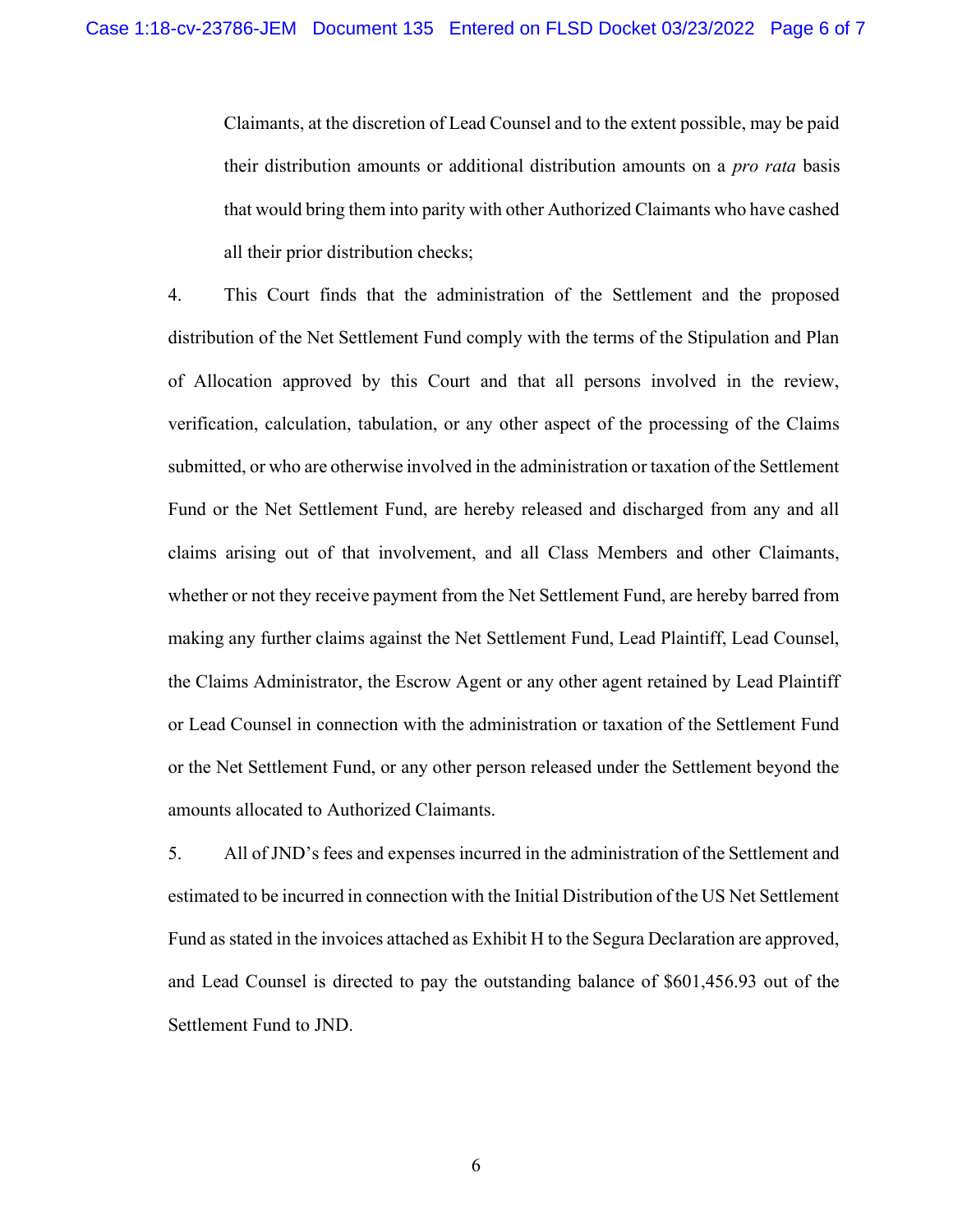Claimants, at the discretion of Lead Counsel and to the extent possible, may be paid their distribution amounts or additional distribution amounts on a *pro rata* basis that would bring them into parity with other Authorized Claimants who have cashed all their prior distribution checks;

4. This Court finds that the administration of the Settlement and the proposed distribution of the Net Settlement Fund comply with the terms of the Stipulation and Plan of Allocation approved by this Court and that all persons involved in the review, verification, calculation, tabulation, or any other aspect of the processing of the Claims submitted, or who are otherwise involved in the administration or taxation of the Settlement Fund or the Net Settlement Fund, are hereby released and discharged from any and all claims arising out of that involvement, and all Class Members and other Claimants, whether or not they receive payment from the Net Settlement Fund, are hereby barred from making any further claims against the Net Settlement Fund, Lead Plaintiff, Lead Counsel, the Claims Administrator, the Escrow Agent or any other agent retained by Lead Plaintiff or Lead Counsel in connection with the administration or taxation of the Settlement Fund or the Net Settlement Fund, or any other person released under the Settlement beyond the amounts allocated to Authorized Claimants.

5. All of JND's fees and expenses incurred in the administration of the Settlement and estimated to be incurred in connection with the Initial Distribution of the US Net Settlement Fund as stated in the invoices attached as Exhibit H to the Segura Declaration are approved, and Lead Counsel is directed to pay the outstanding balance of $601,456.93 out of the Settlement Fund to JND.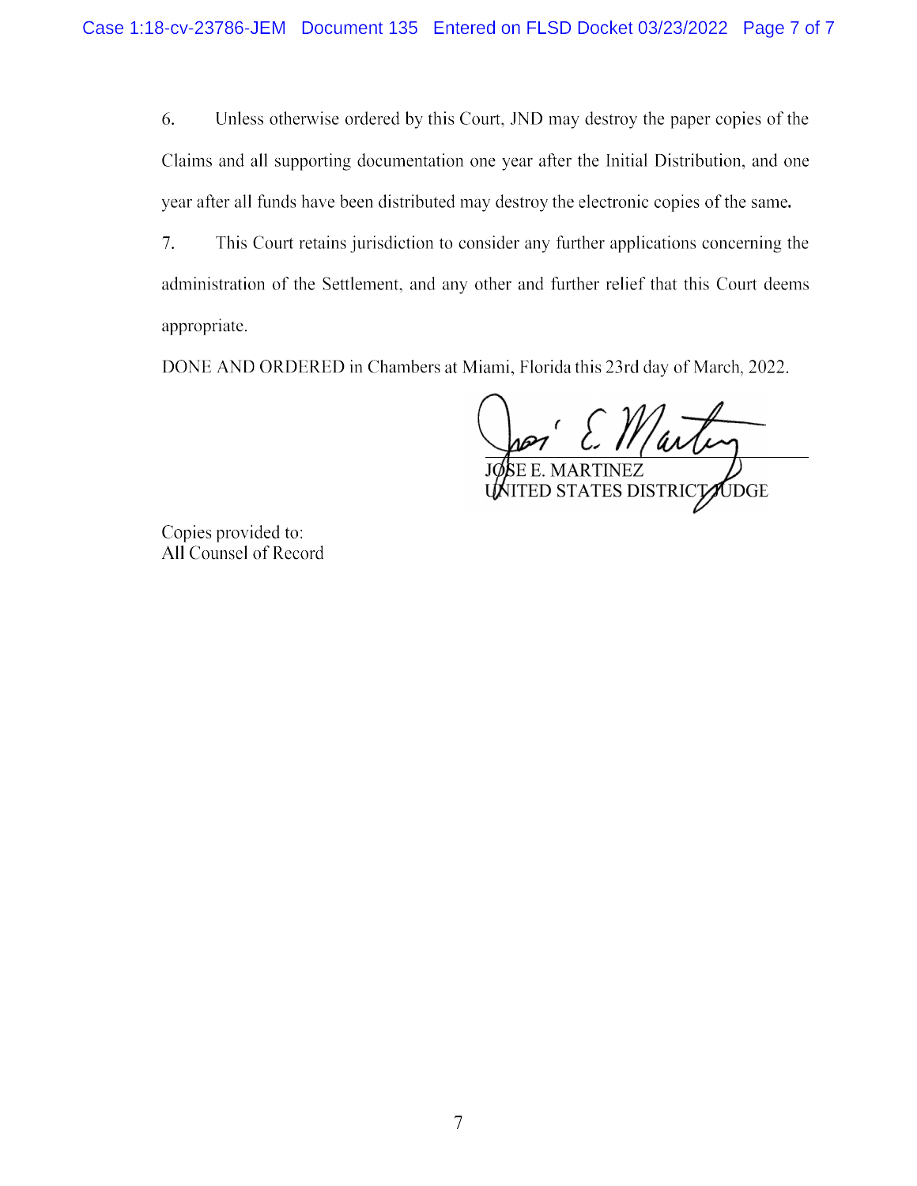6. Unless otherwise ordered by this Court, JND may destroy the paper copies of the Claims and all supporting documentation one year after the Initial Distribution, and one year after all funds have been distributed may destroy the electronic copies of the same.

7. This Court retains jurisdiction to consider any further applications concerning the administration of the Settlement, and any other and further relief that this Court deems appropriate.

DONE AND ORDERED in Chambers at Miami, Florida this 23rd day of March, 2022.

JOSE E. MARTINEZ
UNITED STATES DISTRICT JUDGE

Copies provided to:
All Counsel of Record